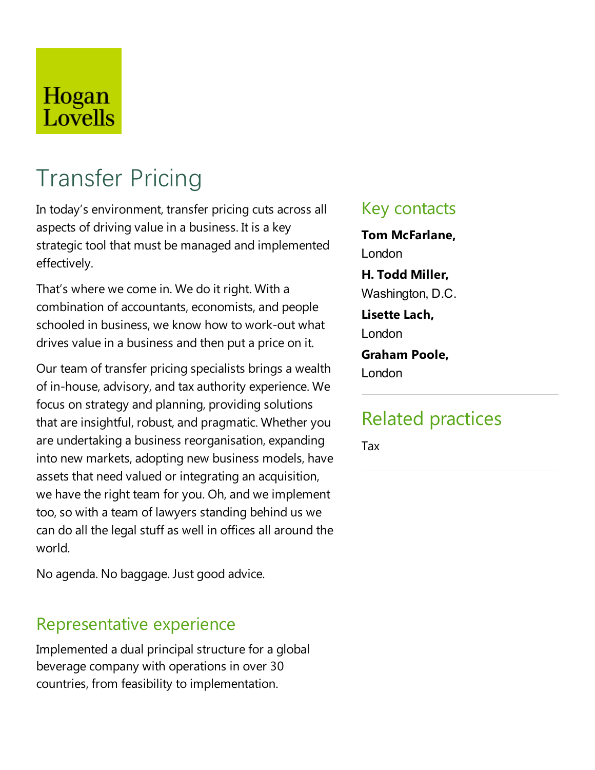Hogan Lovells

# Transfer Pricing

In today's environment, transfer pricing cuts across all aspects of driving value in a business. It is a key strategic tool that must be managed and implemented effectively.

That's where we come in. We do it right. With a combination of accountants, economists, and people schooled in business, we know how to work-out what drives value in a business and then put a price on it.

Our team of transfer pricing specialists brings a wealth of in-house, advisory, and tax authority experience. We focus on strategy and planning, providing solutions that are insightful, robust, and pragmatic. Whether you are undertaking a business reorganisation, expanding into new markets, adopting new business models, have assets that need valued or integrating an acquisition, we have the right team for you. Oh, and we implement too, so with a team of lawyers standing behind us we can do all the legal stuff as well in offices all around the world.

No agenda. No baggage. Just good advice.

## Representative experience

Implemented a dual principal structure for a global beverage company with operations in over 30 countries, from feasibility to implementation.

## Key contacts

**Tom McFarlane,**
London

**H. Todd Miller,**
Washington, D.C.

**Lisette Lach,**
London

**Graham Poole,**
London

## Related practices

Tax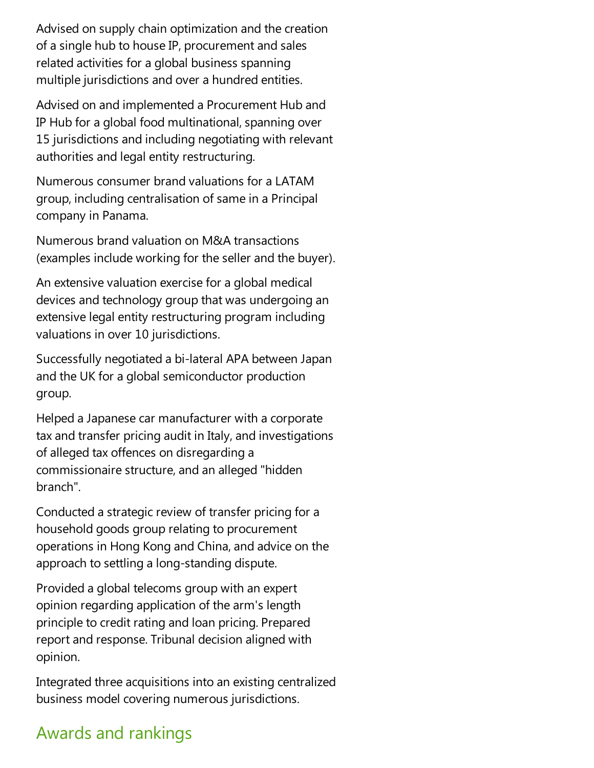Advised on supply chain optimization and the creation of a single hub to house IP, procurement and sales related activities for a global business spanning multiple jurisdictions and over a hundred entities.

Advised on and implemented a Procurement Hub and IP Hub for a global food multinational, spanning over 15 jurisdictions and including negotiating with relevant authorities and legal entity restructuring.

Numerous consumer brand valuations for a LATAM group, including centralisation of same in a Principal company in Panama.

Numerous brand valuation on M&A transactions (examples include working for the seller and the buyer).

An extensive valuation exercise for a global medical devices and technology group that was undergoing an extensive legal entity restructuring program including valuations in over 10 jurisdictions.

Successfully negotiated a bi-lateral APA between Japan and the UK for a global semiconductor production group.

Helped a Japanese car manufacturer with a corporate tax and transfer pricing audit in Italy, and investigations of alleged tax offences on disregarding a commissionaire structure, and an alleged "hidden branch".

Conducted a strategic review of transfer pricing for a household goods group relating to procurement operations in Hong Kong and China, and advice on the approach to settling a long-standing dispute.

Provided a global telecoms group with an expert opinion regarding application of the arm's length principle to credit rating and loan pricing. Prepared report and response. Tribunal decision aligned with opinion.

Integrated three acquisitions into an existing centralized business model covering numerous jurisdictions.

## Awards and rankings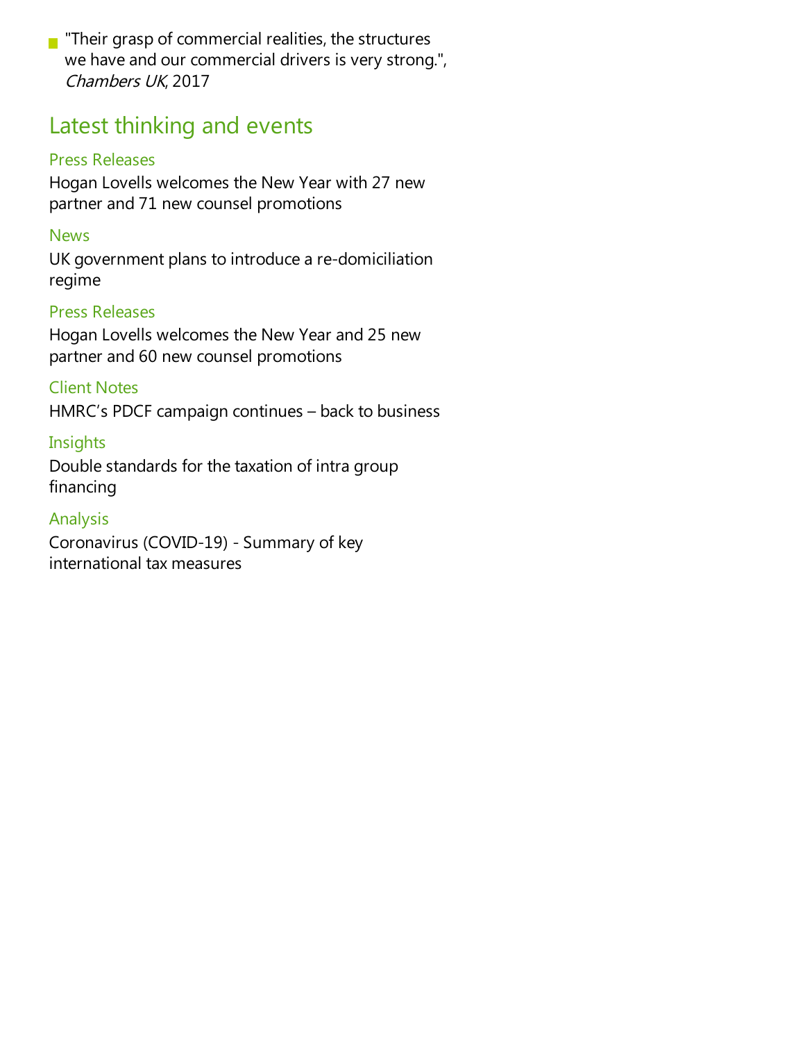- "Their grasp of commercial realities, the structures we have and our commercial drivers is very strong.", *Chambers UK*, 2017

## Latest thinking and events

Press Releases

Hogan Lovells welcomes the New Year with 27 new partner and 71 new counsel promotions

News

UK government plans to introduce a re-domiciliation regime

Press Releases

Hogan Lovells welcomes the New Year and 25 new partner and 60 new counsel promotions

Client Notes

HMRC’s PDCF campaign continues – back to business

Insights

Double standards for the taxation of intra group financing

Analysis

Coronavirus (COVID-19) - Summary of key international tax measures